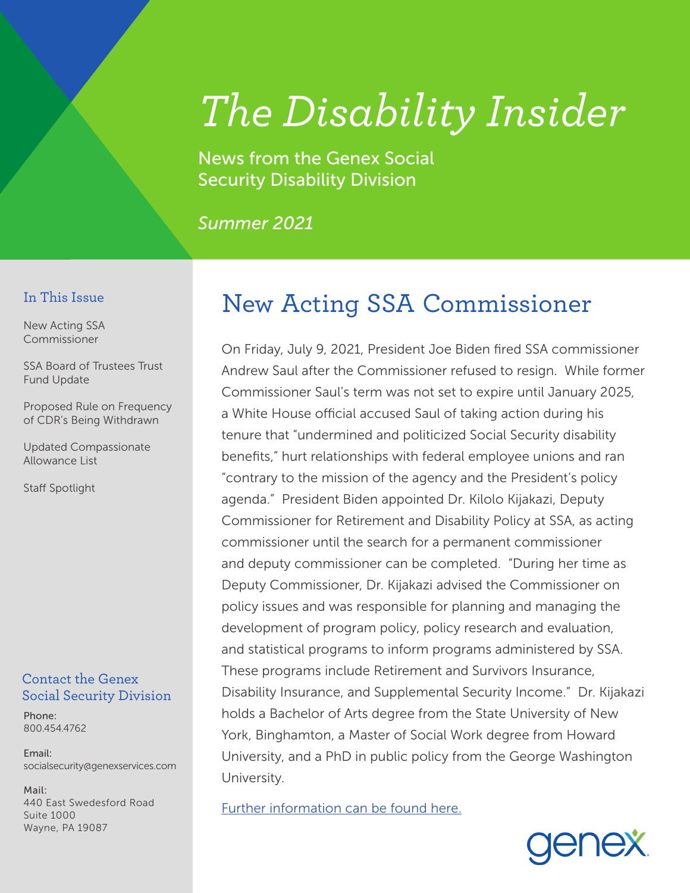# The Disability Insider

News from the Genex Social Security Disability Division

*Summer 2021*

### In This Issue

New Acting SSA Commissioner

SSA Board of Trustees Trust Fund Update

Proposed Rule on Frequency of CDR's Being Withdrawn

Updated Compassionate Allowance List

Staff Spotlight

### Contact the Genex Social Security Division

Phone:
800.454.4762

Email:
socialsecurity@genexservices.com

Mail:
440 East Swedesford Road
Suite 1000
Wayne, PA 19087

## New Acting SSA Commissioner

On Friday, July 9, 2021, President Joe Biden fired SSA commissioner Andrew Saul after the Commissioner refused to resign. While former Commissioner Saul's term was not set to expire until January 2025, a White House official accused Saul of taking action during his tenure that "undermined and politicized Social Security disability benefits," hurt relationships with federal employee unions and ran "contrary to the mission of the agency and the President's policy agenda." President Biden appointed Dr. Kilolo Kijakazi, Deputy Commissioner for Retirement and Disability Policy at SSA, as acting commissioner until the search for a permanent commissioner and deputy commissioner can be completed. "During her time as Deputy Commissioner, Dr. Kijakazi advised the Commissioner on policy issues and was responsible for planning and managing the development of program policy, policy research and evaluation, and statistical programs to inform programs administered by SSA. These programs include Retirement and Survivors Insurance, Disability Insurance, and Supplemental Security Income." Dr. Kijakazi holds a Bachelor of Arts degree from the State University of New York, Binghamton, a Master of Social Work degree from Howard University, and a PhD in public policy from the George Washington University.

Further information can be found here.

genex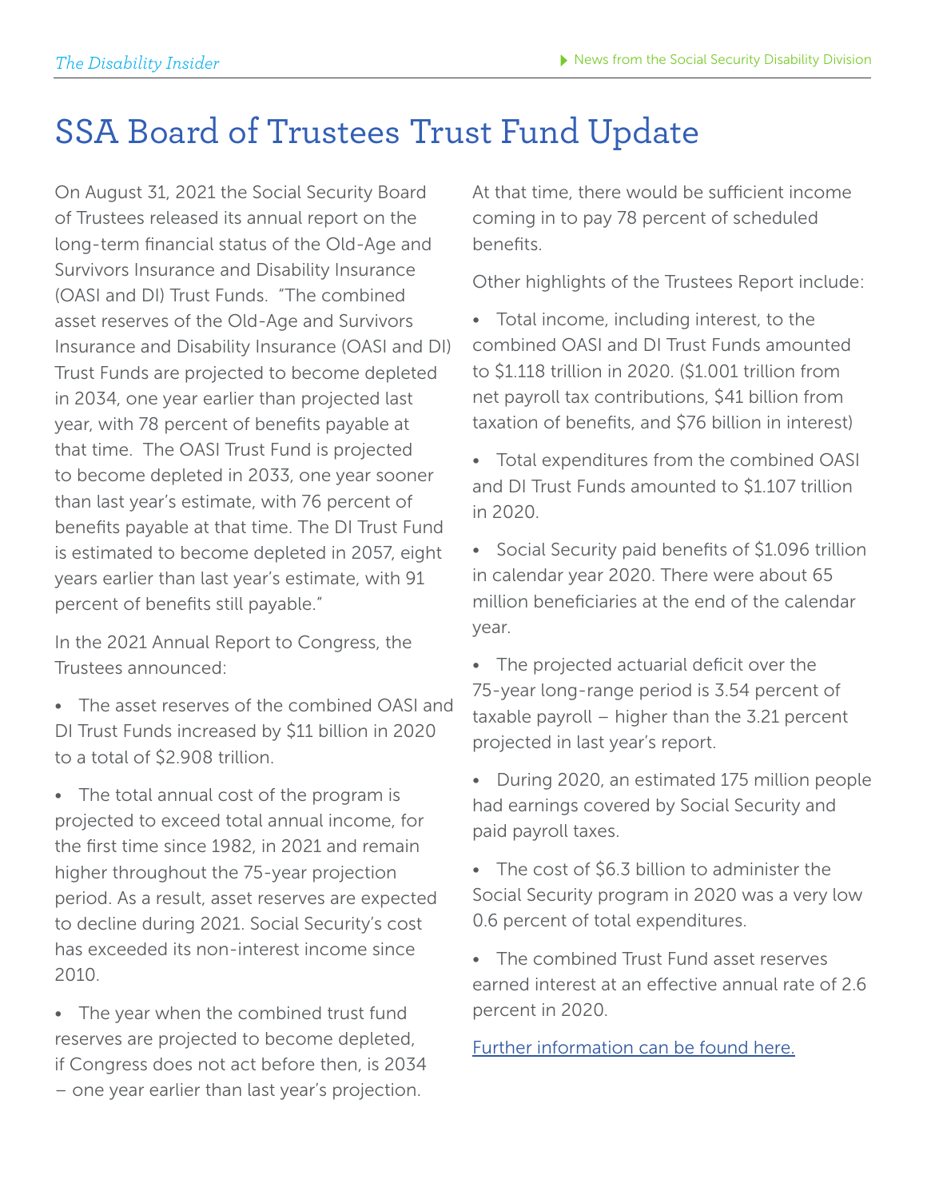# SSA Board of Trustees Trust Fund Update

On August 31, 2021 the Social Security Board of Trustees released its annual report on the long-term financial status of the Old-Age and Survivors Insurance and Disability Insurance (OASI and DI) Trust Funds. "The combined asset reserves of the Old-Age and Survivors Insurance and Disability Insurance (OASI and DI) Trust Funds are projected to become depleted in 2034, one year earlier than projected last year, with 78 percent of benefits payable at that time. The OASI Trust Fund is projected to become depleted in 2033, one year sooner than last year's estimate, with 76 percent of benefits payable at that time. The DI Trust Fund is estimated to become depleted in 2057, eight years earlier than last year's estimate, with 91 percent of benefits still payable."

In the 2021 Annual Report to Congress, the Trustees announced:

- The asset reserves of the combined OASI and DI Trust Funds increased by $11 billion in 2020 to a total of $2.908 trillion.
- The total annual cost of the program is projected to exceed total annual income, for the first time since 1982, in 2021 and remain higher throughout the 75-year projection period. As a result, asset reserves are expected to decline during 2021. Social Security's cost has exceeded its non-interest income since 2010.
- The year when the combined trust fund reserves are projected to become depleted, if Congress does not act before then, is 2034 – one year earlier than last year's projection. At that time, there would be sufficient income coming in to pay 78 percent of scheduled benefits.

Other highlights of the Trustees Report include:

- Total income, including interest, to the combined OASI and DI Trust Funds amounted to $1.118 trillion in 2020. ($1.001 trillion from net payroll tax contributions, $41 billion from taxation of benefits, and $76 billion in interest)
- Total expenditures from the combined OASI and DI Trust Funds amounted to $1.107 trillion in 2020.
- Social Security paid benefits of $1.096 trillion in calendar year 2020. There were about 65 million beneficiaries at the end of the calendar year.
- The projected actuarial deficit over the 75-year long-range period is 3.54 percent of taxable payroll – higher than the 3.21 percent projected in last year's report.
- During 2020, an estimated 175 million people had earnings covered by Social Security and paid payroll taxes.
- The cost of $6.3 billion to administer the Social Security program in 2020 was a very low 0.6 percent of total expenditures.
- The combined Trust Fund asset reserves earned interest at an effective annual rate of 2.6 percent in 2020.

Further information can be found here.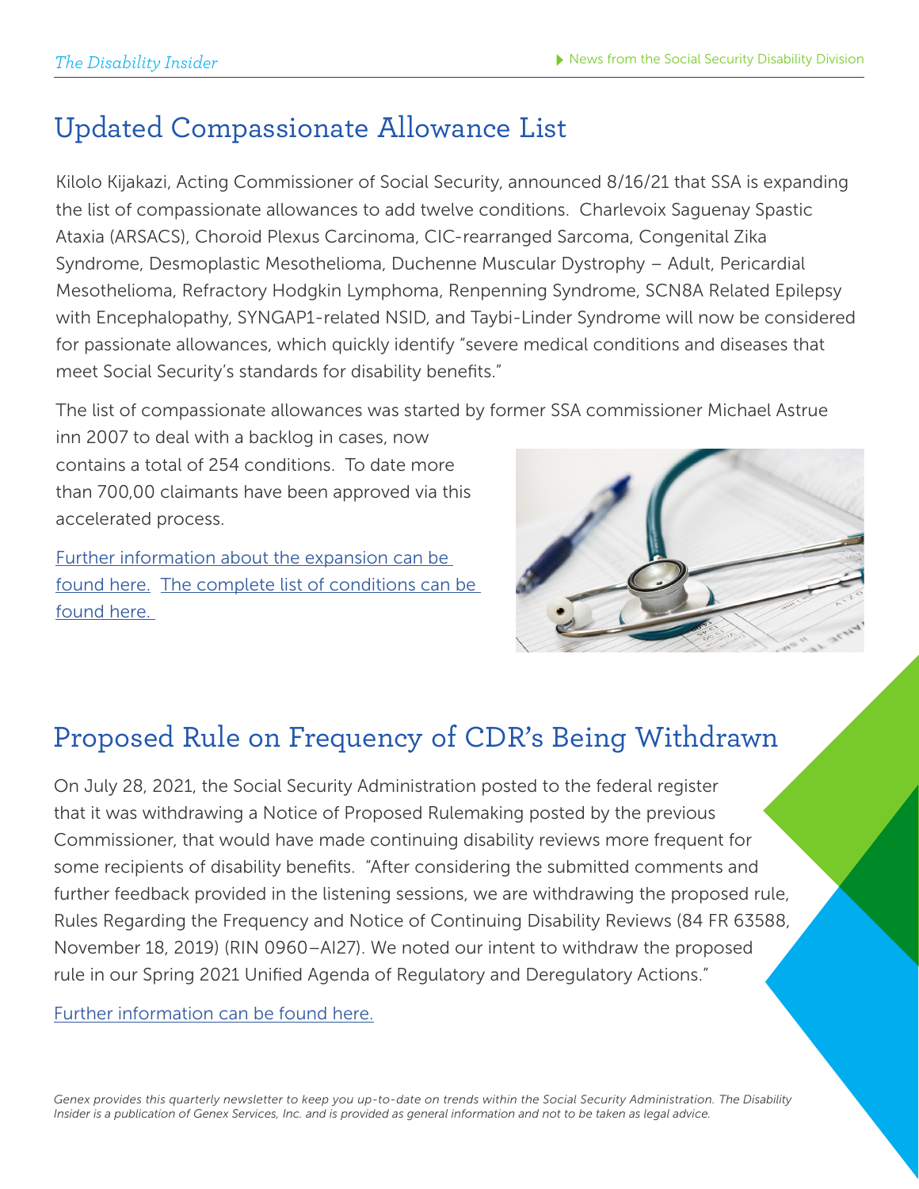## Updated Compassionate Allowance List

Kilolo Kijakazi, Acting Commissioner of Social Security, announced 8/16/21 that SSA is expanding the list of compassionate allowances to add twelve conditions. Charlevoix Saguenay Spastic Ataxia (ARSACS), Choroid Plexus Carcinoma, CIC-rearranged Sarcoma, Congenital Zika Syndrome, Desmoplastic Mesothelioma, Duchenne Muscular Dystrophy – Adult, Pericardial Mesothelioma, Refractory Hodgkin Lymphoma, Renpenning Syndrome, SCN8A Related Epilepsy with Encephalopathy, SYNGAP1-related NSID, and Taybi-Linder Syndrome will now be considered for passionate allowances, which quickly identify "severe medical conditions and diseases that meet Social Security's standards for disability benefits."

The list of compassionate allowances was started by former SSA commissioner Michael Astrue inn 2007 to deal with a backlog in cases, now contains a total of 254 conditions. To date more than 700,00 claimants have been approved via this accelerated process.

Further information about the expansion can be found here. The complete list of conditions can be found here.

## Proposed Rule on Frequency of CDR's Being Withdrawn

On July 28, 2021, the Social Security Administration posted to the federal register that it was withdrawing a Notice of Proposed Rulemaking posted by the previous Commissioner, that would have made continuing disability reviews more frequent for some recipients of disability benefits. "After considering the submitted comments and further feedback provided in the listening sessions, we are withdrawing the proposed rule, Rules Regarding the Frequency and Notice of Continuing Disability Reviews (84 FR 63588, November 18, 2019) (RIN 0960–AI27). We noted our intent to withdraw the proposed rule in our Spring 2021 Unified Agenda of Regulatory and Deregulatory Actions."

Further information can be found here.

*Genex provides this quarterly newsletter to keep you up-to-date on trends within the Social Security Administration. The Disability Insider is a publication of Genex Services, Inc. and is provided as general information and not to be taken as legal advice.*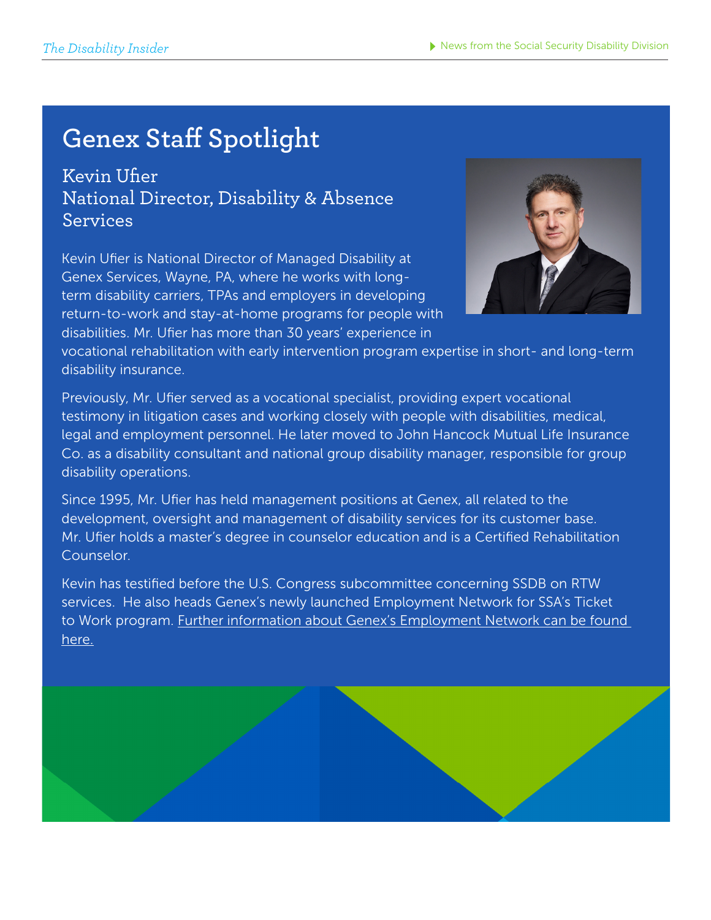# Genex Staff Spotlight

## Kevin Ufier
## National Director, Disability & Absence Services

Kevin Ufier is National Director of Managed Disability at Genex Services, Wayne, PA, where he works with long-term disability carriers, TPAs and employers in developing return-to-work and stay-at-home programs for people with disabilities. Mr. Ufier has more than 30 years' experience in vocational rehabilitation with early intervention program expertise in short- and long-term disability insurance.

Previously, Mr. Ufier served as a vocational specialist, providing expert vocational testimony in litigation cases and working closely with people with disabilities, medical, legal and employment personnel. He later moved to John Hancock Mutual Life Insurance Co. as a disability consultant and national group disability manager, responsible for group disability operations.

Since 1995, Mr. Ufier has held management positions at Genex, all related to the development, oversight and management of disability services for its customer base. Mr. Ufier holds a master's degree in counselor education and is a Certified Rehabilitation Counselor.

Kevin has testified before the U.S. Congress subcommittee concerning SSDB on RTW services. He also heads Genex's newly launched Employment Network for SSA's Ticket to Work program. Further information about Genex's Employment Network can be found here.